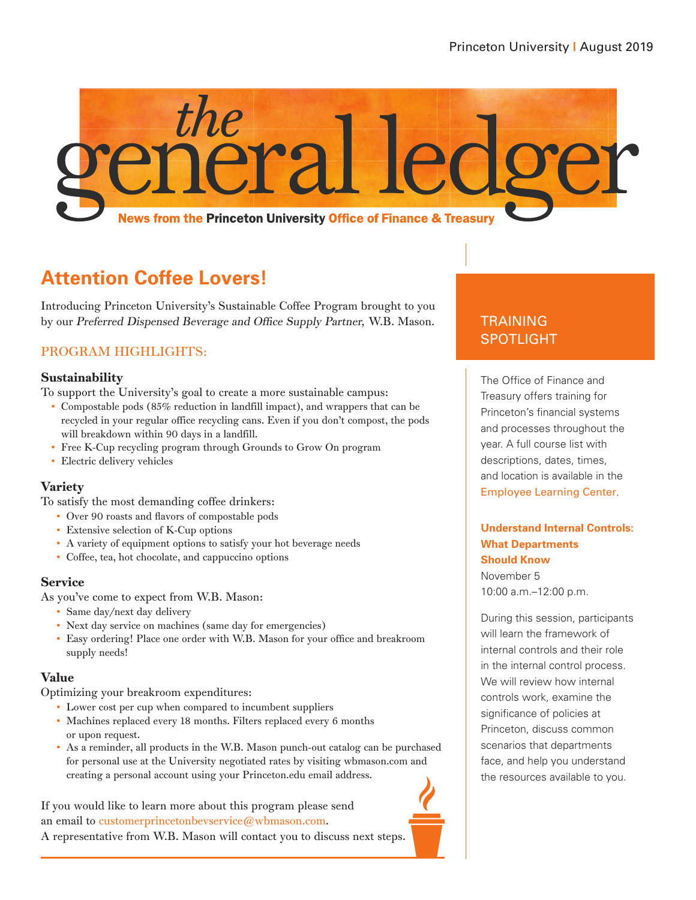# the general ledger

News from the Princeton University Office of Finance & Treasury

## Attention Coffee Lovers!

Introducing Princeton University's Sustainable Coffee Program brought to you by our *Preferred Dispensed Beverage and Office Supply Partner,* W.B. Mason.

### PROGRAM HIGHLIGHTS:

**Sustainability**

To support the University's goal to create a more sustainable campus:

- Compostable pods (85% reduction in landfill impact), and wrappers that can be recycled in your regular office recycling cans. Even if you don't compost, the pods will breakdown within 90 days in a landfill.
- Free K-Cup recycling program through Grounds to Grow On program
- Electric delivery vehicles

**Variety**

To satisfy the most demanding coffee drinkers:

- Over 90 roasts and flavors of compostable pods
- Extensive selection of K-Cup options
- A variety of equipment options to satisfy your hot beverage needs
- Coffee, tea, hot chocolate, and cappuccino options

**Service**

As you've come to expect from W.B. Mason:

- Same day/next day delivery
- Next day service on machines (same day for emergencies)
- Easy ordering! Place one order with W.B. Mason for your office and breakroom supply needs!

**Value**

Optimizing your breakroom expenditures:

- Lower cost per cup when compared to incumbent suppliers
- Machines replaced every 18 months. Filters replaced every 6 months or upon request.
- As a reminder, all products in the W.B. Mason punch-out catalog can be purchased for personal use at the University negotiated rates by visiting wbmason.com and creating a personal account using your Princeton.edu email address.

If you would like to learn more about this program please send an email to customerprincetonbevservice@wbmason.com. A representative from W.B. Mason will contact you to discuss next steps.

## TRAINING SPOTLIGHT

The Office of Finance and Treasury offers training for Princeton's financial systems and processes throughout the year. A full course list with descriptions, dates, times, and location is available in the Employee Learning Center.

**Understand Internal Controls: What Departments Should Know**

November 5
10:00 a.m.–12:00 p.m.

During this session, participants will learn the framework of internal controls and their role in the internal control process. We will review how internal controls work, examine the significance of policies at Princeton, discuss common scenarios that departments face, and help you understand the resources available to you.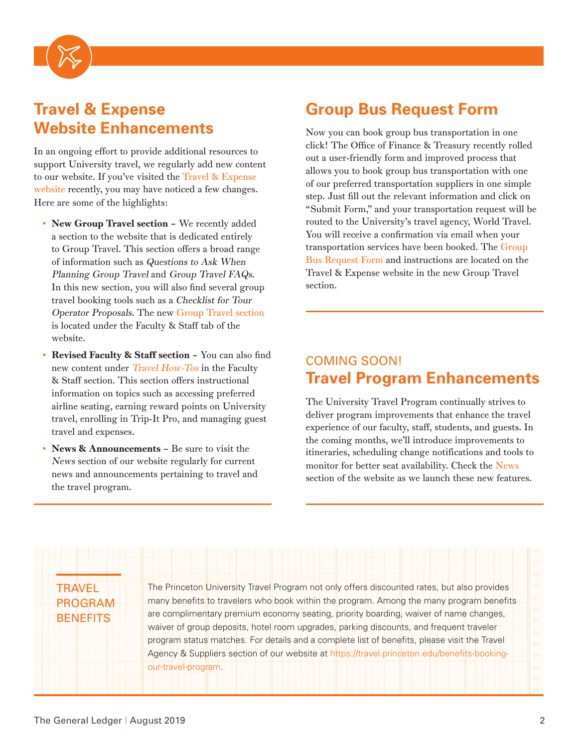## Travel & Expense Website Enhancements

In an ongoing effort to provide additional resources to support University travel, we regularly add new content to our website. If you've visited the Travel & Expense website recently, you may have noticed a few changes. Here are some of the highlights:

- **New Group Travel section** – We recently added a section to the website that is dedicated entirely to Group Travel. This section offers a broad range of information such as *Questions to Ask When Planning Group Travel* and *Group Travel FAQs*. In this new section, you will also find several group travel booking tools such as a *Checklist for Tour Operator Proposals*. The new Group Travel section is located under the Faculty & Staff tab of the website.
- **Revised Faculty & Staff section** – You can also find new content under *Travel How-Tos* in the Faculty & Staff section. This section offers instructional information on topics such as accessing preferred airline seating, earning reward points on University travel, enrolling in Trip-It Pro, and managing guest travel and expenses.
- **News & Announcements** – Be sure to visit the *News* section of our website regularly for current news and announcements pertaining to travel and the travel program.

## Group Bus Request Form

Now you can book group bus transportation in one click! The Office of Finance & Treasury recently rolled out a user-friendly form and improved process that allows you to book group bus transportation with one of our preferred transportation suppliers in one simple step. Just fill out the relevant information and click on "Submit Form," and your transportation request will be routed to the University's travel agency, World Travel. You will receive a confirmation via email when your transportation services have been booked. The Group Bus Request Form and instructions are located on the Travel & Expense website in the new Group Travel section.

COMING SOON!

## Travel Program Enhancements

The University Travel Program continually strives to deliver program improvements that enhance the travel experience of our faculty, staff, students, and guests. In the coming months, we'll introduce improvements to itineraries, scheduling change notifications and tools to monitor for better seat availability. Check the News section of the website as we launch these new features.

### TRAVEL PROGRAM BENEFITS

The Princeton University Travel Program not only offers discounted rates, but also provides many benefits to travelers who book within the program. Among the many program benefits are complimentary premium economy seating, priority boarding, waiver of name changes, waiver of group deposits, hotel room upgrades, parking discounts, and frequent traveler program status matches. For details and a complete list of benefits, please visit the Travel Agency & Suppliers section of our website at https://travel.princeton.edu/benefits-booking-our-travel-program.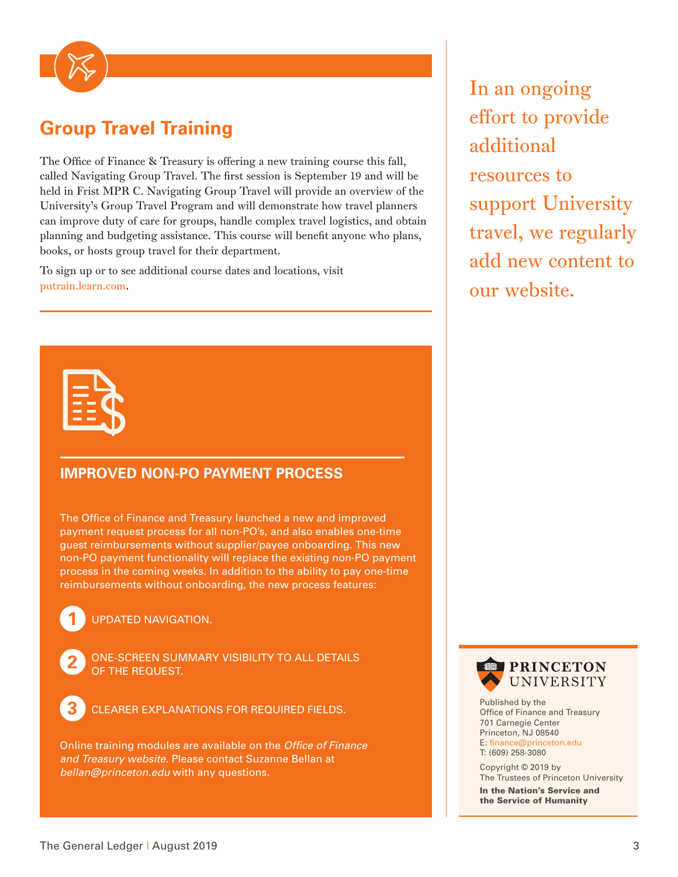## Group Travel Training

The Office of Finance & Treasury is offering a new training course this fall, called Navigating Group Travel. The first session is September 19 and will be held in Frist MPR C. Navigating Group Travel will provide an overview of the University's Group Travel Program and will demonstrate how travel planners can improve duty of care for groups, handle complex travel logistics, and obtain planning and budgeting assistance. This course will benefit anyone who plans, books, or hosts group travel for their department.

To sign up or to see additional course dates and locations, visit putrain.learn.com.

## IMPROVED NON-PO PAYMENT PROCESS

The Office of Finance and Treasury launched a new and improved payment request process for all non-PO's, and also enables one-time guest reimbursements without supplier/payee onboarding. This new non-PO payment functionality will replace the existing non-PO payment process in the coming weeks. In addition to the ability to pay one-time reimbursements without onboarding, the new process features:

1. UPDATED NAVIGATION.
2. ONE-SCREEN SUMMARY VISIBILITY TO ALL DETAILS OF THE REQUEST.
3. CLEARER EXPLANATIONS FOR REQUIRED FIELDS.

Online training modules are available on the *Office of Finance and Treasury website*. Please contact Suzanne Bellan at *bellan@princeton.edu* with any questions.

In an ongoing effort to provide additional resources to support University travel, we regularly add new content to our website.

**PRINCETON UNIVERSITY**

Published by the
Office of Finance and Treasury
701 Carnegie Center
Princeton, NJ 08540
E: finance@princeton.edu
T: (609) 258-3080

Copyright © 2019 by
The Trustees of Princeton University

**In the Nation's Service and the Service of Humanity**